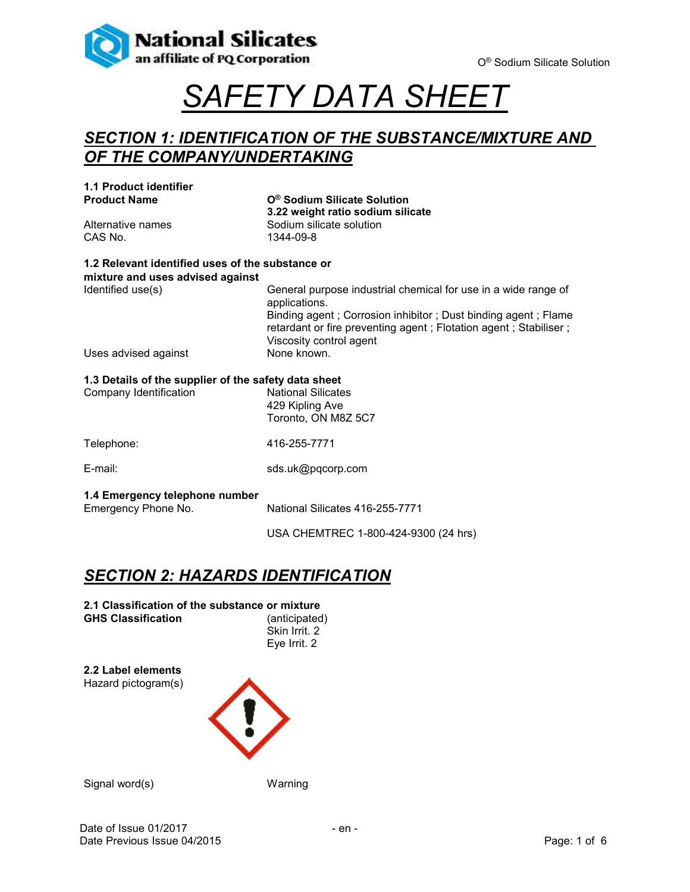# SAFETY DATA SHEET

## SECTION 1: IDENTIFICATION OF THE SUBSTANCE/MIXTURE AND OF THE COMPANY/UNDERTAKING

**1.1 Product identifier**

| | |
|---|---|
| **Product Name** | **O® Sodium Silicate Solution** **3.22 weight ratio sodium silicate** |
| Alternative names | Sodium silicate solution |
| CAS No. | 1344-09-8 |

**1.2 Relevant identified uses of the substance or mixture and uses advised against**

| | |
|---|---|
| Identified use(s) | General purpose industrial chemical for use in a wide range of applications. Binding agent ; Corrosion inhibitor ; Dust binding agent ; Flame retardant or fire preventing agent ; Flotation agent ; Stabiliser ; Viscosity control agent |
| Uses advised against | None known. |

**1.3 Details of the supplier of the safety data sheet**

| | |
|---|---|
| Company Identification | National Silicates 429 Kipling Ave Toronto, ON M8Z 5C7 |
| Telephone: | 416-255-7771 |
| E-mail: | sds.uk@pqcorp.com |

**1.4 Emergency telephone number**

| | |
|---|---|
| Emergency Phone No. | National Silicates 416-255-7771 |
| | USA CHEMTREC 1-800-424-9300 (24 hrs) |

## SECTION 2: HAZARDS IDENTIFICATION

**2.1 Classification of the substance or mixture**

| | |
|---|---|
| **GHS Classification** | (anticipated) Skin Irrit. 2 Eye Irrit. 2 |

**2.2 Label elements**

Hazard pictogram(s)

Signal word(s) Warning

Date of Issue 01/2017
Date Previous Issue 04/2015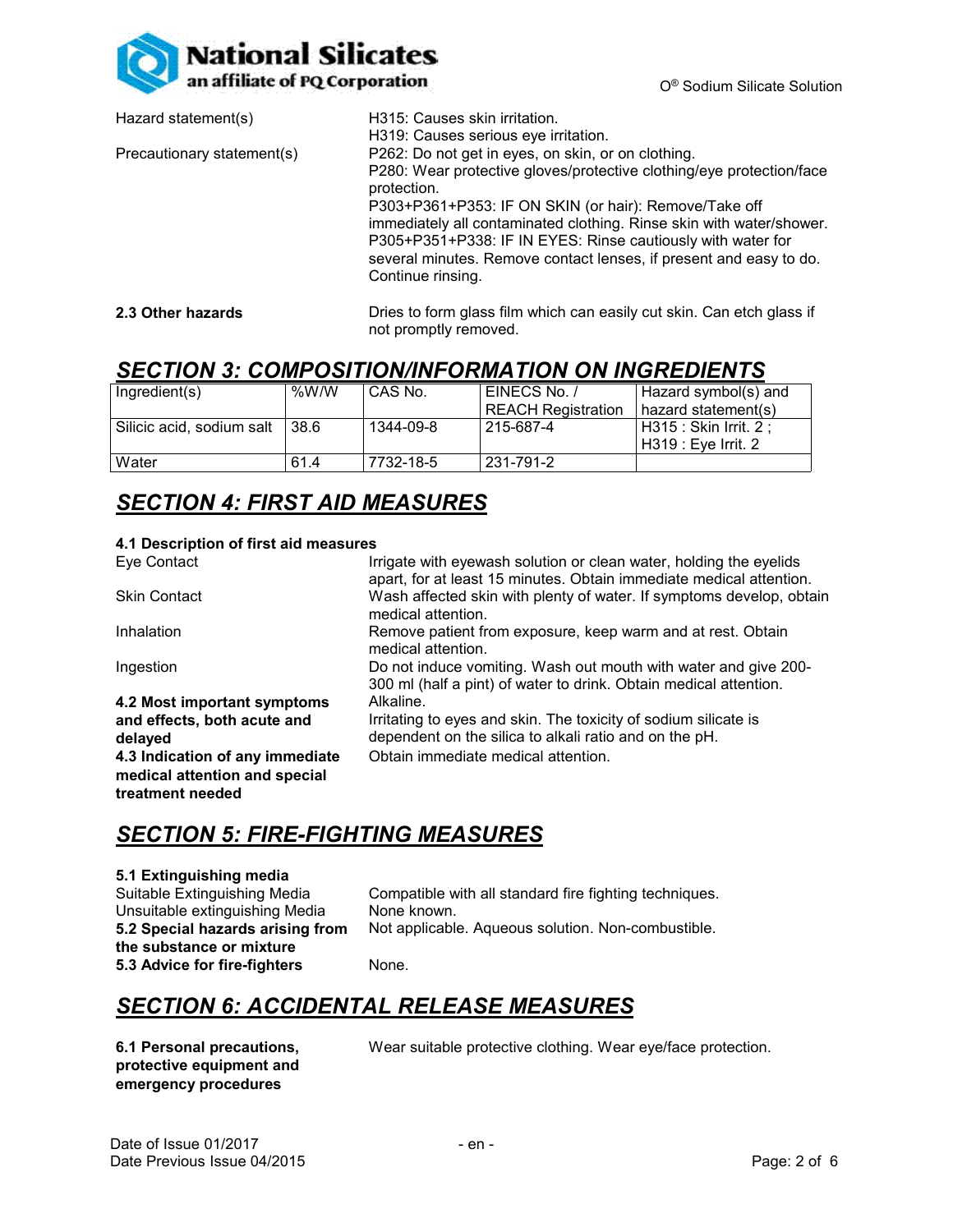| | |
|---|---|
| Hazard statement(s) | H315: Causes skin irritation.<br>H319: Causes serious eye irritation. |
| Precautionary statement(s) | P262: Do not get in eyes, on skin, or on clothing.<br>P280: Wear protective gloves/protective clothing/eye protection/face protection.<br>P303+P361+P353: IF ON SKIN (or hair): Remove/Take off immediately all contaminated clothing. Rinse skin with water/shower.<br>P305+P351+P338: IF IN EYES: Rinse cautiously with water for several minutes. Remove contact lenses, if present and easy to do. Continue rinsing. |

**2.3 Other hazards** Dries to form glass film which can easily cut skin. Can etch glass if not promptly removed.

## *SECTION 3: COMPOSITION/INFORMATION ON INGREDIENTS*

| Ingredient(s) | %W/W | CAS No. | EINECS No. / REACH Registration | Hazard symbol(s) and hazard statement(s) |
|---|---|---|---|---|
| Silicic acid, sodium salt | 38.6 | 1344-09-8 | 215-687-4 | H315 : Skin Irrit. 2 ; H319 : Eye Irrit. 2 |
| Water | 61.4 | 7732-18-5 | 231-791-2 | |

## *SECTION 4: FIRST AID MEASURES*

**4.1 Description of first aid measures**

| | |
|---|---|
| Eye Contact | Irrigate with eyewash solution or clean water, holding the eyelids apart, for at least 15 minutes. Obtain immediate medical attention. |
| Skin Contact | Wash affected skin with plenty of water. If symptoms develop, obtain medical attention. |
| Inhalation | Remove patient from exposure, keep warm and at rest. Obtain medical attention. |
| Ingestion | Do not induce vomiting. Wash out mouth with water and give 200-300 ml (half a pint) of water to drink. Obtain medical attention. |
| **4.2 Most important symptoms and effects, both acute and delayed** | Alkaline.<br>Irritating to eyes and skin. The toxicity of sodium silicate is dependent on the silica to alkali ratio and on the pH. |
| **4.3 Indication of any immediate medical attention and special treatment needed** | Obtain immediate medical attention. |

## *SECTION 5: FIRE-FIGHTING MEASURES*

**5.1 Extinguishing media**

| | |
|---|---|
| Suitable Extinguishing Media | Compatible with all standard fire fighting techniques. |
| Unsuitable extinguishing Media | None known. |
| **5.2 Special hazards arising from the substance or mixture** | Not applicable. Aqueous solution. Non-combustible. |
| **5.3 Advice for fire-fighters** | None. |

## *SECTION 6: ACCIDENTAL RELEASE MEASURES*

| | |
|---|---|
| **6.1 Personal precautions, protective equipment and emergency procedures** | Wear suitable protective clothing. Wear eye/face protection. |

Date of Issue 01/2017
Date Previous Issue 04/2015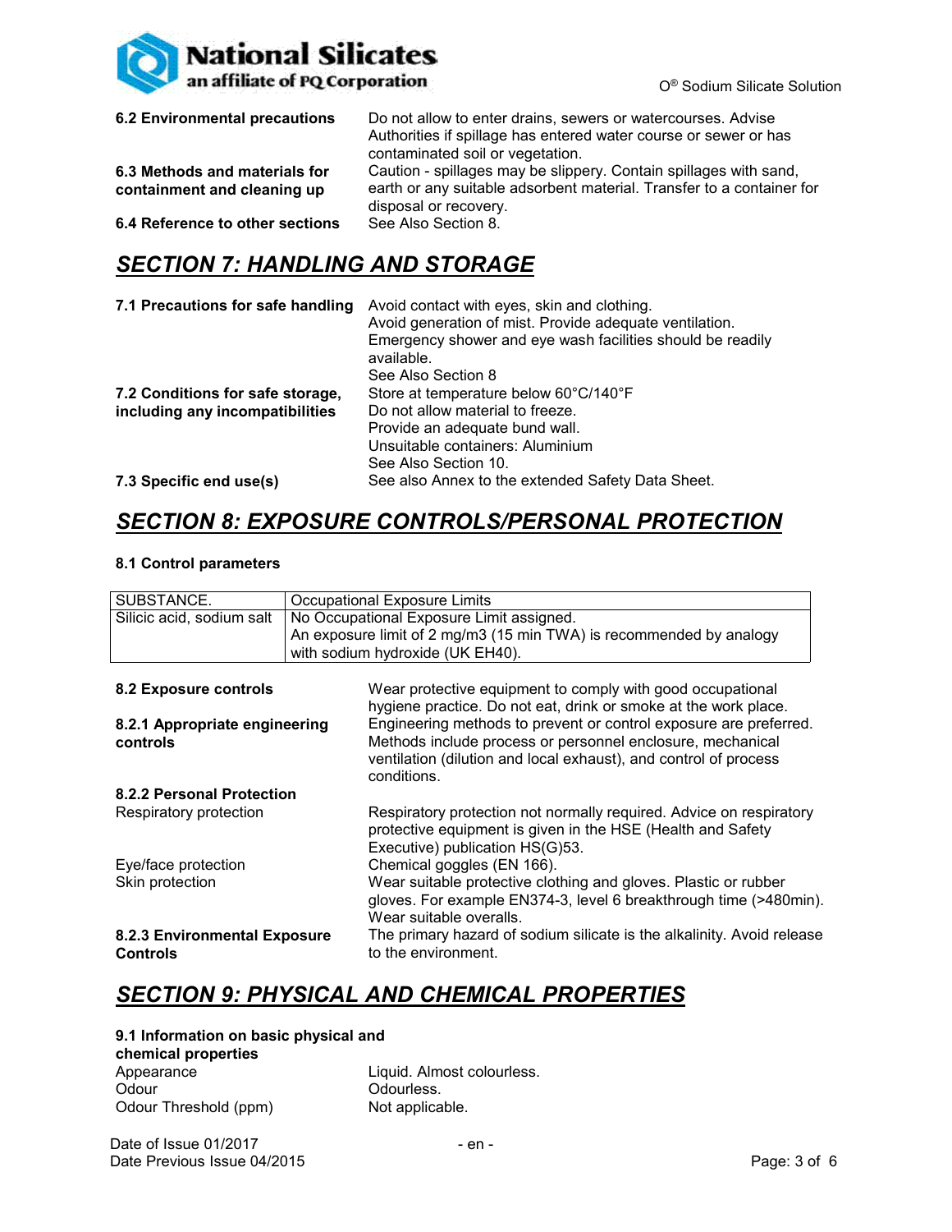**6.2 Environmental precautions**
Do not allow to enter drains, sewers or watercourses. Advise Authorities if spillage has entered water course or sewer or has contaminated soil or vegetation.

**6.3 Methods and materials for containment and cleaning up**
Caution - spillages may be slippery. Contain spillages with sand, earth or any suitable adsorbent material. Transfer to a container for disposal or recovery.

**6.4 Reference to other sections**
See Also Section 8.

## *SECTION 7: HANDLING AND STORAGE*

**7.1 Precautions for safe handling**
Avoid contact with eyes, skin and clothing.
Avoid generation of mist. Provide adequate ventilation.
Emergency shower and eye wash facilities should be readily available.
See Also Section 8

**7.2 Conditions for safe storage, including any incompatibilities**
Store at temperature below 60°C/140°F
Do not allow material to freeze.
Provide an adequate bund wall.
Unsuitable containers: Aluminium
See Also Section 10.

**7.3 Specific end use(s)**
See also Annex to the extended Safety Data Sheet.

## *SECTION 8: EXPOSURE CONTROLS/PERSONAL PROTECTION*

**8.1 Control parameters**

| SUBSTANCE. | Occupational Exposure Limits |
|---|---|
| Silicic acid, sodium salt | No Occupational Exposure Limit assigned. An exposure limit of 2 mg/m3 (15 min TWA) is recommended by analogy with sodium hydroxide (UK EH40). |

**8.2 Exposure controls**
Wear protective equipment to comply with good occupational hygiene practice. Do not eat, drink or smoke at the work place.

**8.2.1 Appropriate engineering controls**
Engineering methods to prevent or control exposure are preferred. Methods include process or personnel enclosure, mechanical ventilation (dilution and local exhaust), and control of process conditions.

**8.2.2 Personal Protection**

Respiratory protection
Respiratory protection not normally required. Advice on respiratory protective equipment is given in the HSE (Health and Safety Executive) publication HS(G)53.

Eye/face protection
Chemical goggles (EN 166).

Skin protection
Wear suitable protective clothing and gloves. Plastic or rubber gloves. For example EN374-3, level 6 breakthrough time (>480min). Wear suitable overalls.

**8.2.3 Environmental Exposure Controls**
The primary hazard of sodium silicate is the alkalinity. Avoid release to the environment.

## *SECTION 9: PHYSICAL AND CHEMICAL PROPERTIES*

**9.1 Information on basic physical and chemical properties**

Appearance: Liquid. Almost colourless.
Odour: Odourless.
Odour Threshold (ppm): Not applicable.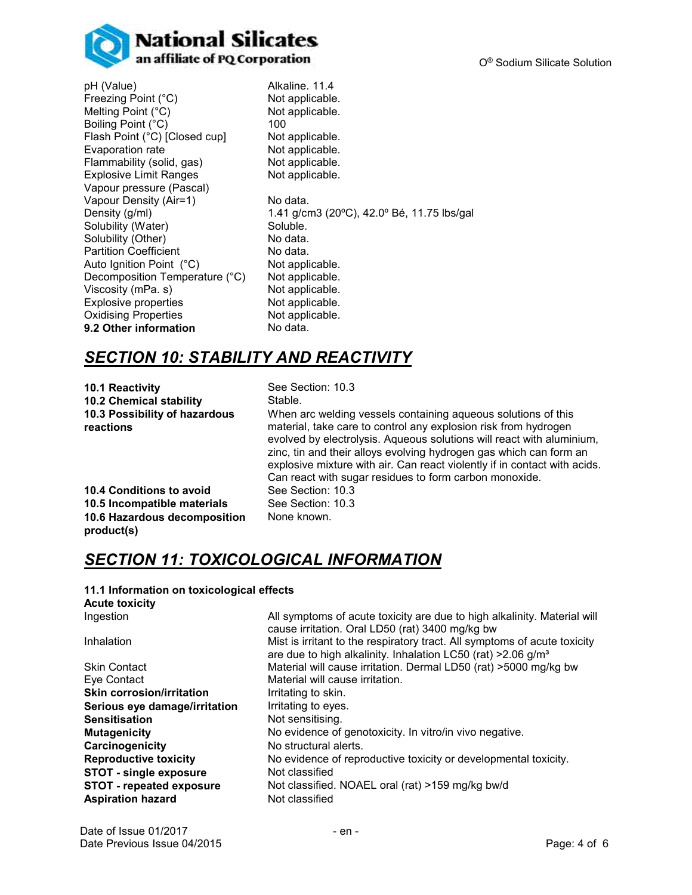| | |
|---|---|
| pH (Value) | Alkaline. 11.4 |
| Freezing Point (°C) | Not applicable. |
| Melting Point (°C) | Not applicable. |
| Boiling Point (°C) | 100 |
| Flash Point (°C) [Closed cup] | Not applicable. |
| Evaporation rate | Not applicable. |
| Flammability (solid, gas) | Not applicable. |
| Explosive Limit Ranges | Not applicable. |
| Vapour pressure (Pascal) | |
| Vapour Density (Air=1) | No data. |
| Density (g/ml) | 1.41 g/cm3 (20ºC), 42.0º Bé, 11.75 lbs/gal |
| Solubility (Water) | Soluble. |
| Solubility (Other) | No data. |
| Partition Coefficient | No data. |
| Auto Ignition Point (°C) | Not applicable. |
| Decomposition Temperature (°C) | Not applicable. |
| Viscosity (mPa. s) | Not applicable. |
| Explosive properties | Not applicable. |
| Oxidising Properties | Not applicable. |
| **9.2 Other information** | No data. |

## *SECTION 10: STABILITY AND REACTIVITY*

| | |
|---|---|
| **10.1 Reactivity** | See Section: 10.3 |
| **10.2 Chemical stability** | Stable. |
| **10.3 Possibility of hazardous reactions** | When arc welding vessels containing aqueous solutions of this material, take care to control any explosion risk from hydrogen evolved by electrolysis. Aqueous solutions will react with aluminium, zinc, tin and their alloys evolving hydrogen gas which can form an explosive mixture with air. Can react violently if in contact with acids. Can react with sugar residues to form carbon monoxide. |
| **10.4 Conditions to avoid** | See Section: 10.3 |
| **10.5 Incompatible materials** | See Section: 10.3 |
| **10.6 Hazardous decomposition product(s)** | None known. |

## *SECTION 11: TOXICOLOGICAL INFORMATION*

**11.1 Information on toxicological effects**

| | |
|---|---|
| **Acute toxicity** | |
| Ingestion | All symptoms of acute toxicity are due to high alkalinity. Material will cause irritation. Oral LD50 (rat) 3400 mg/kg bw |
| Inhalation | Mist is irritant to the respiratory tract. All symptoms of acute toxicity are due to high alkalinity. Inhalation LC50 (rat) >2.06 g/m³ |
| Skin Contact | Material will cause irritation. Dermal LD50 (rat) >5000 mg/kg bw |
| Eye Contact | Material will cause irritation. |
| **Skin corrosion/irritation** | Irritating to skin. |
| **Serious eye damage/irritation** | Irritating to eyes. |
| **Sensitisation** | Not sensitising. |
| **Mutagenicity** | No evidence of genotoxicity. In vitro/in vivo negative. |
| **Carcinogenicity** | No structural alerts. |
| **Reproductive toxicity** | No evidence of reproductive toxicity or developmental toxicity. |
| **STOT - single exposure** | Not classified |
| **STOT - repeated exposure** | Not classified. NOAEL oral (rat) >159 mg/kg bw/d |
| **Aspiration hazard** | Not classified |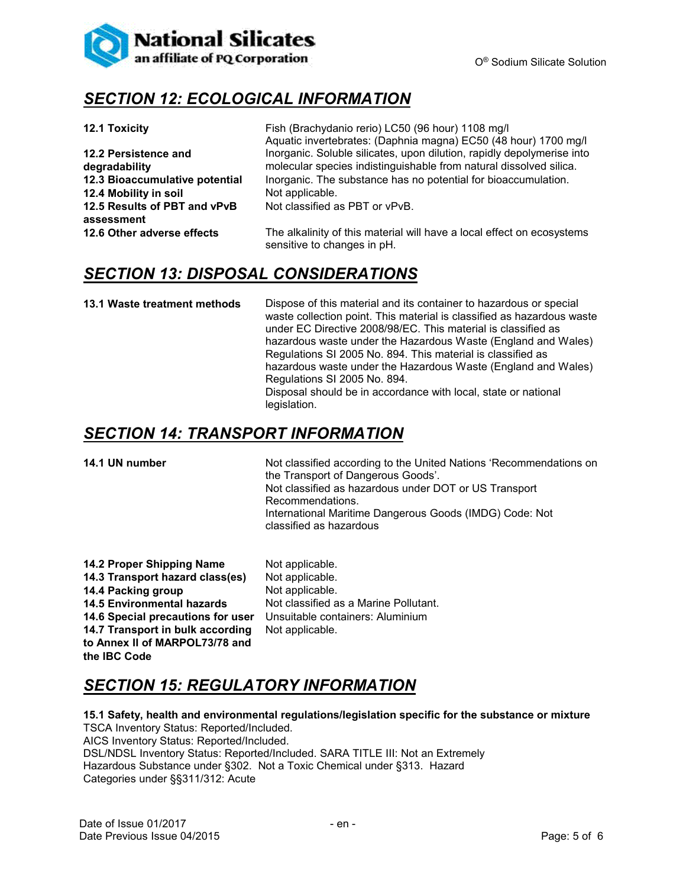## SECTION 12: ECOLOGICAL INFORMATION

| | |
|---|---|
| **12.1 Toxicity** | Fish (Brachydanio rerio) LC50 (96 hour) 1108 mg/l<br>Aquatic invertebrates: (Daphnia magna) EC50 (48 hour) 1700 mg/l |
| **12.2 Persistence and degradability** | Inorganic. Soluble silicates, upon dilution, rapidly depolymerise into molecular species indistinguishable from natural dissolved silica. |
| **12.3 Bioaccumulative potential** | Inorganic. The substance has no potential for bioaccumulation. |
| **12.4 Mobility in soil** | Not applicable. |
| **12.5 Results of PBT and vPvB assessment** | Not classified as PBT or vPvB. |
| **12.6 Other adverse effects** | The alkalinity of this material will have a local effect on ecosystems sensitive to changes in pH. |

## SECTION 13: DISPOSAL CONSIDERATIONS

| | |
|---|---|
| **13.1 Waste treatment methods** | Dispose of this material and its container to hazardous or special waste collection point. This material is classified as hazardous waste under EC Directive 2008/98/EC. This material is classified as hazardous waste under the Hazardous Waste (England and Wales) Regulations SI 2005 No. 894. This material is classified as hazardous waste under the Hazardous Waste (England and Wales) Regulations SI 2005 No. 894.<br>Disposal should be in accordance with local, state or national legislation. |

## SECTION 14: TRANSPORT INFORMATION

| | |
|---|---|
| **14.1 UN number** | Not classified according to the United Nations 'Recommendations on the Transport of Dangerous Goods'.<br>Not classified as hazardous under DOT or US Transport Recommendations.<br>International Maritime Dangerous Goods (IMDG) Code: Not classified as hazardous |
| **14.2 Proper Shipping Name** | Not applicable. |
| **14.3 Transport hazard class(es)** | Not applicable. |
| **14.4 Packing group** | Not applicable. |
| **14.5 Environmental hazards** | Not classified as a Marine Pollutant. |
| **14.6 Special precautions for user** | Unsuitable containers: Aluminium |
| **14.7 Transport in bulk according to Annex II of MARPOL73/78 and the IBC Code** | Not applicable. |

## SECTION 15: REGULATORY INFORMATION

**15.1 Safety, health and environmental regulations/legislation specific for the substance or mixture**

TSCA Inventory Status: Reported/Included.
AICS Inventory Status: Reported/Included.
DSL/NDSL Inventory Status: Reported/Included. SARA TITLE III: Not an Extremely Hazardous Substance under §302. Not a Toxic Chemical under §313. Hazard Categories under §§311/312: Acute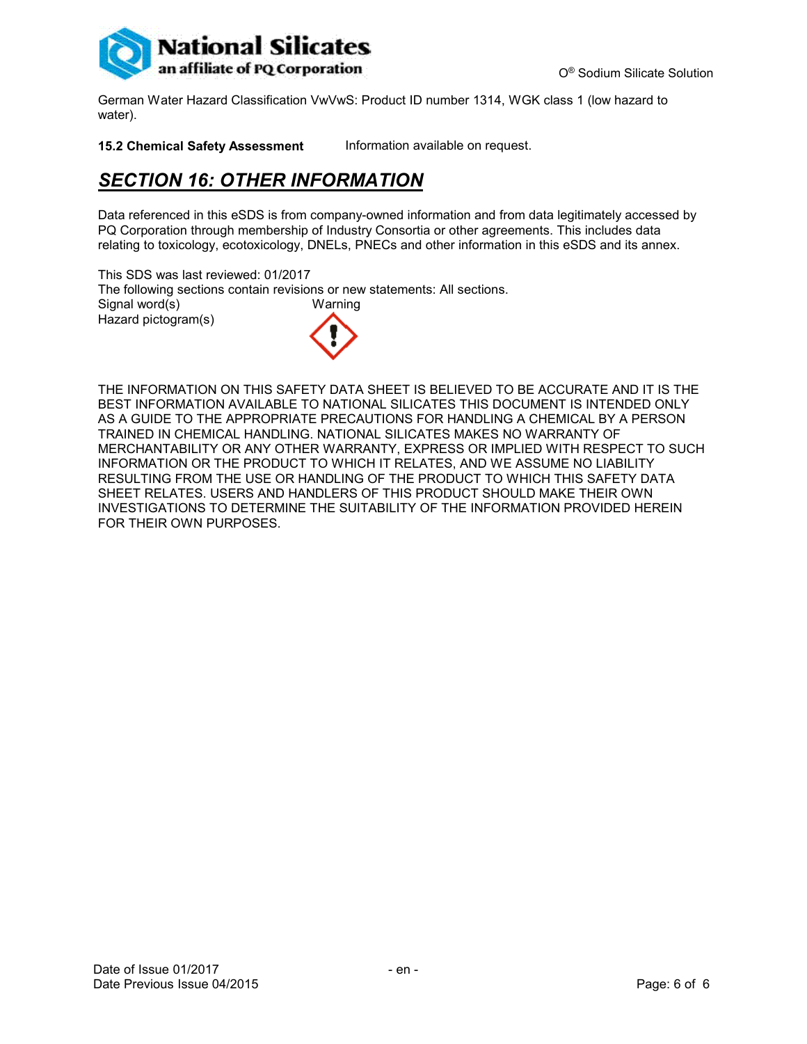German Water Hazard Classification VwVwS: Product ID number 1314, WGK class 1 (low hazard to water).

**15.2 Chemical Safety Assessment** Information available on request.

## ***SECTION 16: OTHER INFORMATION***

Data referenced in this eSDS is from company-owned information and from data legitimately accessed by PQ Corporation through membership of Industry Consortia or other agreements. This includes data relating to toxicology, ecotoxicology, DNELs, PNECs and other information in this eSDS and its annex.

This SDS was last reviewed: 01/2017
The following sections contain revisions or new statements: All sections.
Signal word(s) Warning
Hazard pictogram(s)

THE INFORMATION ON THIS SAFETY DATA SHEET IS BELIEVED TO BE ACCURATE AND IT IS THE BEST INFORMATION AVAILABLE TO NATIONAL SILICATES THIS DOCUMENT IS INTENDED ONLY AS A GUIDE TO THE APPROPRIATE PRECAUTIONS FOR HANDLING A CHEMICAL BY A PERSON TRAINED IN CHEMICAL HANDLING. NATIONAL SILICATES MAKES NO WARRANTY OF MERCHANTABILITY OR ANY OTHER WARRANTY, EXPRESS OR IMPLIED WITH RESPECT TO SUCH INFORMATION OR THE PRODUCT TO WHICH IT RELATES, AND WE ASSUME NO LIABILITY RESULTING FROM THE USE OR HANDLING OF THE PRODUCT TO WHICH THIS SAFETY DATA SHEET RELATES. USERS AND HANDLERS OF THIS PRODUCT SHOULD MAKE THEIR OWN INVESTIGATIONS TO DETERMINE THE SUITABILITY OF THE INFORMATION PROVIDED HEREIN FOR THEIR OWN PURPOSES.